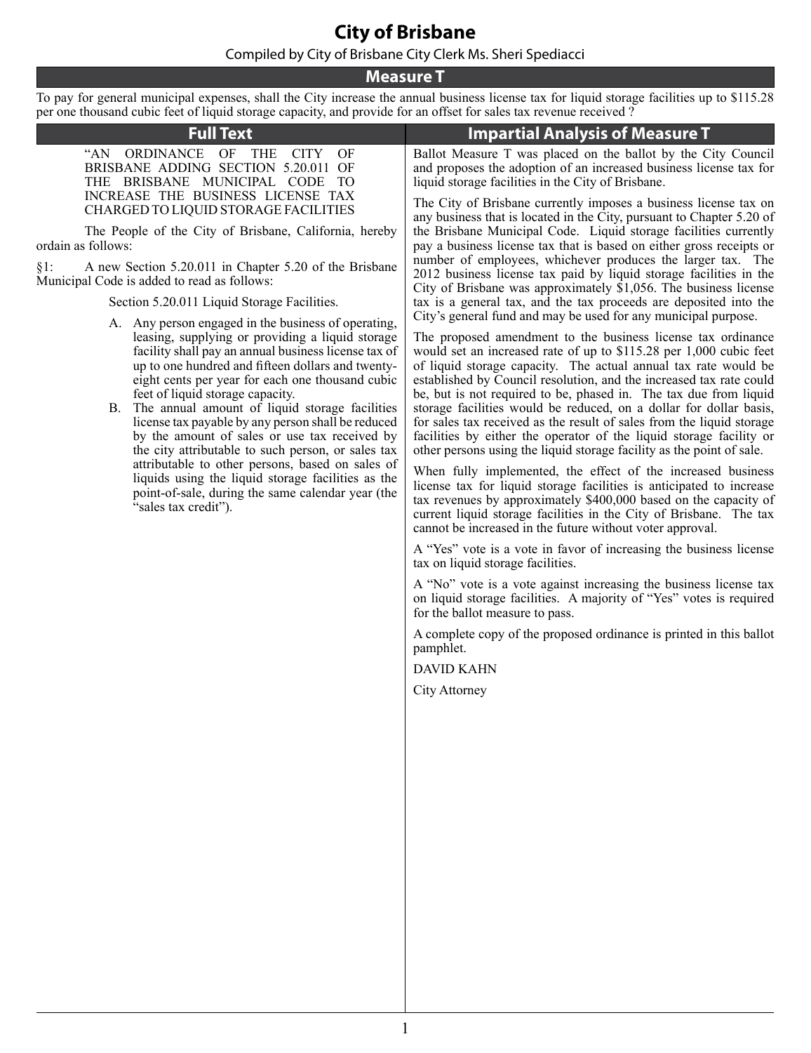# City of Brisbane

Compiled by City of Brisbane City Clerk Ms. Sheri Spediacci

## Measure T

To pay for general municipal expenses, shall the City increase the annual business license tax for liquid storage facilities up to $115.28 per one thousand cubic feet of liquid storage capacity, and provide for an offset for sales tax revenue received ?

## Full Text

"AN ORDINANCE OF THE CITY OF BRISBANE ADDING SECTION 5.20.011 OF THE BRISBANE MUNICIPAL CODE TO INCREASE THE BUSINESS LICENSE TAX CHARGED TO LIQUID STORAGE FACILITIES

The People of the City of Brisbane, California, hereby ordain as follows:

§1: A new Section 5.20.011 in Chapter 5.20 of the Brisbane Municipal Code is added to read as follows:

Section 5.20.011 Liquid Storage Facilities.

A. Any person engaged in the business of operating, leasing, supplying or providing a liquid storage facility shall pay an annual business license tax of up to one hundred and fifteen dollars and twenty-eight cents per year for each one thousand cubic feet of liquid storage capacity.

B. The annual amount of liquid storage facilities license tax payable by any person shall be reduced by the amount of sales or use tax received by the city attributable to such person, or sales tax attributable to other persons, based on sales of liquids using the liquid storage facilities as the point-of-sale, during the same calendar year (the "sales tax credit").

## Impartial Analysis of Measure T

Ballot Measure T was placed on the ballot by the City Council and proposes the adoption of an increased business license tax for liquid storage facilities in the City of Brisbane.

The City of Brisbane currently imposes a business license tax on any business that is located in the City, pursuant to Chapter 5.20 of the Brisbane Municipal Code. Liquid storage facilities currently pay a business license tax that is based on either gross receipts or number of employees, whichever produces the larger tax. The 2012 business license tax paid by liquid storage facilities in the City of Brisbane was approximately $1,056. The business license tax is a general tax, and the tax proceeds are deposited into the City's general fund and may be used for any municipal purpose.

The proposed amendment to the business license tax ordinance would set an increased rate of up to $115.28 per 1,000 cubic feet of liquid storage capacity. The actual annual tax rate would be established by Council resolution, and the increased tax rate could be, but is not required to be, phased in. The tax due from liquid storage facilities would be reduced, on a dollar for dollar basis, for sales tax received as the result of sales from the liquid storage facilities by either the operator of the liquid storage facility or other persons using the liquid storage facility as the point of sale.

When fully implemented, the effect of the increased business license tax for liquid storage facilities is anticipated to increase tax revenues by approximately $400,000 based on the capacity of current liquid storage facilities in the City of Brisbane. The tax cannot be increased in the future without voter approval.

A "Yes" vote is a vote in favor of increasing the business license tax on liquid storage facilities.

A "No" vote is a vote against increasing the business license tax on liquid storage facilities. A majority of "Yes" votes is required for the ballot measure to pass.

A complete copy of the proposed ordinance is printed in this ballot pamphlet.

DAVID KAHN

City Attorney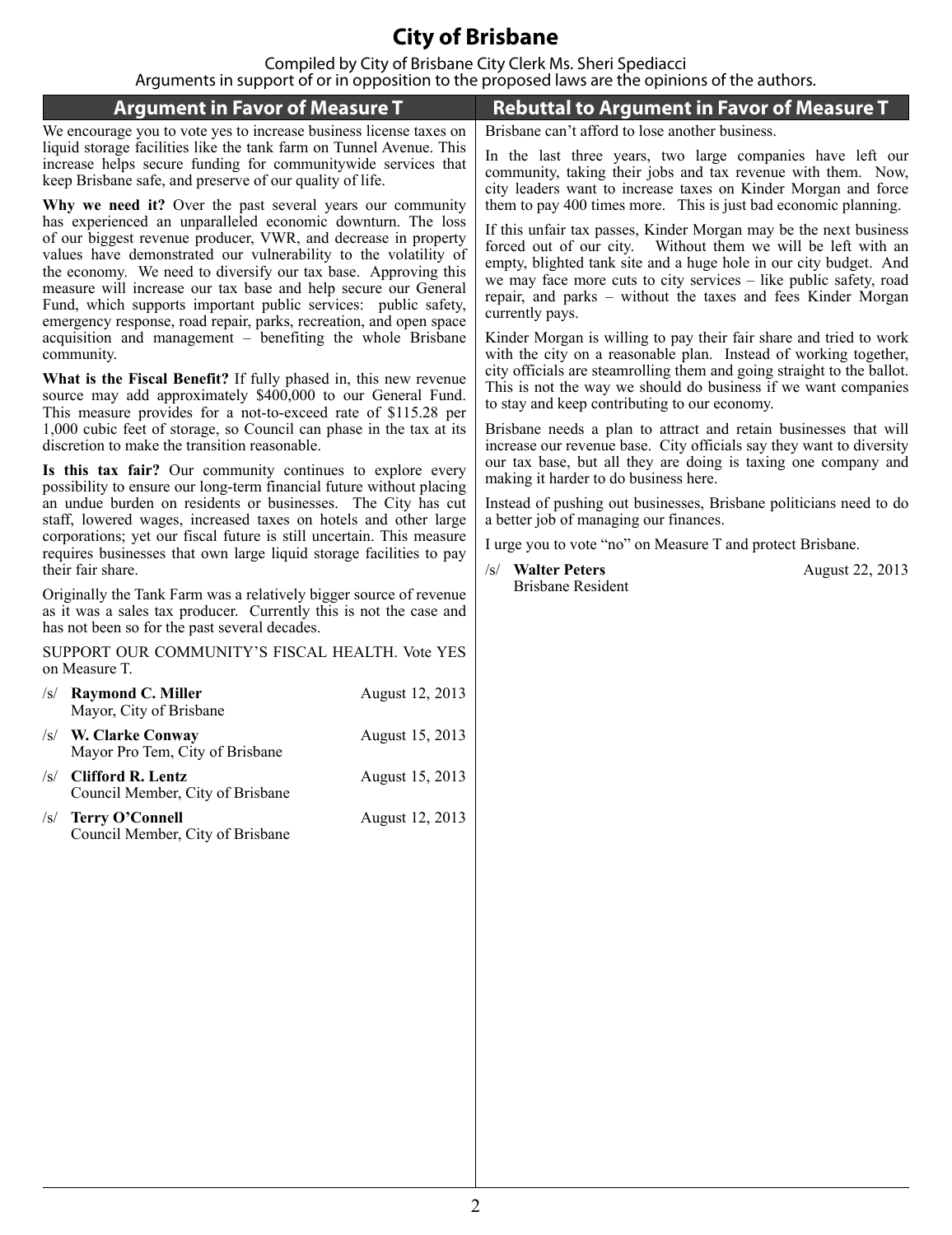# City of Brisbane

Compiled by City of Brisbane City Clerk Ms. Sheri Spediacci

Arguments in support of or in opposition to the proposed laws are the opinions of the authors.

## Argument in Favor of Measure T

We encourage you to vote yes to increase business license taxes on liquid storage facilities like the tank farm on Tunnel Avenue. This increase helps secure funding for communitywide services that keep Brisbane safe, and preserve of our quality of life.

**Why we need it?** Over the past several years our community has experienced an unparalleled economic downturn. The loss of our biggest revenue producer, VWR, and decrease in property values have demonstrated our vulnerability to the volatility of the economy. We need to diversify our tax base. Approving this measure will increase our tax base and help secure our General Fund, which supports important public services: public safety, emergency response, road repair, parks, recreation, and open space acquisition and management – benefiting the whole Brisbane community.

**What is the Fiscal Benefit?** If fully phased in, this new revenue source may add approximately $400,000 to our General Fund. This measure provides for a not-to-exceed rate of $115.28 per 1,000 cubic feet of storage, so Council can phase in the tax at its discretion to make the transition reasonable.

**Is this tax fair?** Our community continues to explore every possibility to ensure our long-term financial future without placing an undue burden on residents or businesses. The City has cut staff, lowered wages, increased taxes on hotels and other large corporations; yet our fiscal future is still uncertain. This measure requires businesses that own large liquid storage facilities to pay their fair share.

Originally the Tank Farm was a relatively bigger source of revenue as it was a sales tax producer. Currently this is not the case and has not been so for the past several decades.

SUPPORT OUR COMMUNITY'S FISCAL HEALTH. Vote YES on Measure T.

/s/ **Raymond C. Miller** — August 12, 2013
Mayor, City of Brisbane

/s/ **W. Clarke Conway** — August 15, 2013
Mayor Pro Tem, City of Brisbane

/s/ **Clifford R. Lentz** — August 15, 2013
Council Member, City of Brisbane

/s/ **Terry O'Connell** — August 12, 2013
Council Member, City of Brisbane

## Rebuttal to Argument in Favor of Measure T

Brisbane can't afford to lose another business.

In the last three years, two large companies have left our community, taking their jobs and tax revenue with them. Now, city leaders want to increase taxes on Kinder Morgan and force them to pay 400 times more. This is just bad economic planning.

If this unfair tax passes, Kinder Morgan may be the next business forced out of our city. Without them we will be left with an empty, blighted tank site and a huge hole in our city budget. And we may face more cuts to city services – like public safety, road repair, and parks – without the taxes and fees Kinder Morgan currently pays.

Kinder Morgan is willing to pay their fair share and tried to work with the city on a reasonable plan. Instead of working together, city officials are steamrolling them and going straight to the ballot. This is not the way we should do business if we want companies to stay and keep contributing to our economy.

Brisbane needs a plan to attract and retain businesses that will increase our revenue base. City officials say they want to diversity our tax base, but all they are doing is taxing one company and making it harder to do business here.

Instead of pushing out businesses, Brisbane politicians need to do a better job of managing our finances.

I urge you to vote "no" on Measure T and protect Brisbane.

/s/ **Walter Peters** — August 22, 2013
Brisbane Resident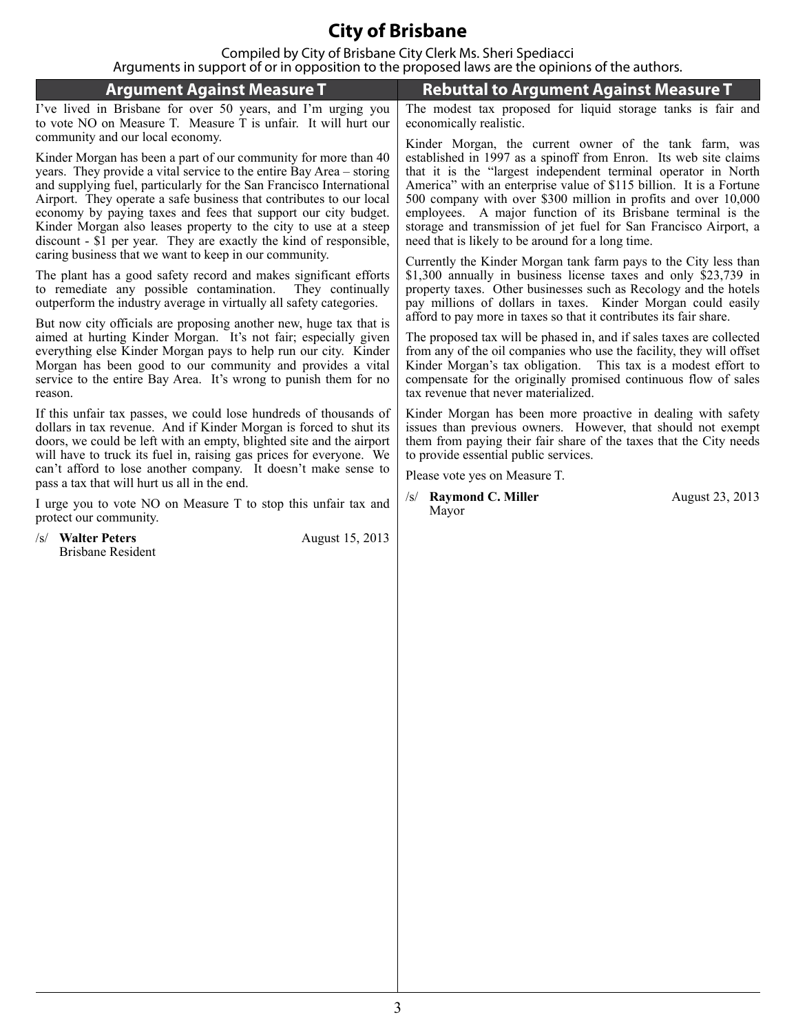# City of Brisbane

Compiled by City of Brisbane City Clerk Ms. Sheri Spediacci

Arguments in support of or in opposition to the proposed laws are the opinions of the authors.

## Argument Against Measure T

I've lived in Brisbane for over 50 years, and I'm urging you to vote NO on Measure T. Measure T is unfair. It will hurt our community and our local economy.

Kinder Morgan has been a part of our community for more than 40 years. They provide a vital service to the entire Bay Area – storing and supplying fuel, particularly for the San Francisco International Airport. They operate a safe business that contributes to our local economy by paying taxes and fees that support our city budget. Kinder Morgan also leases property to the city to use at a steep discount - $1 per year. They are exactly the kind of responsible, caring business that we want to keep in our community.

The plant has a good safety record and makes significant efforts to remediate any possible contamination. They continually outperform the industry average in virtually all safety categories.

But now city officials are proposing another new, huge tax that is aimed at hurting Kinder Morgan. It's not fair; especially given everything else Kinder Morgan pays to help run our city. Kinder Morgan has been good to our community and provides a vital service to the entire Bay Area. It's wrong to punish them for no reason.

If this unfair tax passes, we could lose hundreds of thousands of dollars in tax revenue. And if Kinder Morgan is forced to shut its doors, we could be left with an empty, blighted site and the airport will have to truck its fuel in, raising gas prices for everyone. We can't afford to lose another company. It doesn't make sense to pass a tax that will hurt us all in the end.

I urge you to vote NO on Measure T to stop this unfair tax and protect our community.

/s/ **Walter Peters** August 15, 2013
Brisbane Resident

## Rebuttal to Argument Against Measure T

The modest tax proposed for liquid storage tanks is fair and economically realistic.

Kinder Morgan, the current owner of the tank farm, was established in 1997 as a spinoff from Enron. Its web site claims that it is the "largest independent terminal operator in North America" with an enterprise value of $115 billion. It is a Fortune 500 company with over $300 million in profits and over 10,000 employees. A major function of its Brisbane terminal is the storage and transmission of jet fuel for San Francisco Airport, a need that is likely to be around for a long time.

Currently the Kinder Morgan tank farm pays to the City less than $1,300 annually in business license taxes and only $23,739 in property taxes. Other businesses such as Recology and the hotels pay millions of dollars in taxes. Kinder Morgan could easily afford to pay more in taxes so that it contributes its fair share.

The proposed tax will be phased in, and if sales taxes are collected from any of the oil companies who use the facility, they will offset Kinder Morgan's tax obligation. This tax is a modest effort to compensate for the originally promised continuous flow of sales tax revenue that never materialized.

Kinder Morgan has been more proactive in dealing with safety issues than previous owners. However, that should not exempt them from paying their fair share of the taxes that the City needs to provide essential public services.

Please vote yes on Measure T.

/s/ **Raymond C. Miller** August 23, 2013
Mayor